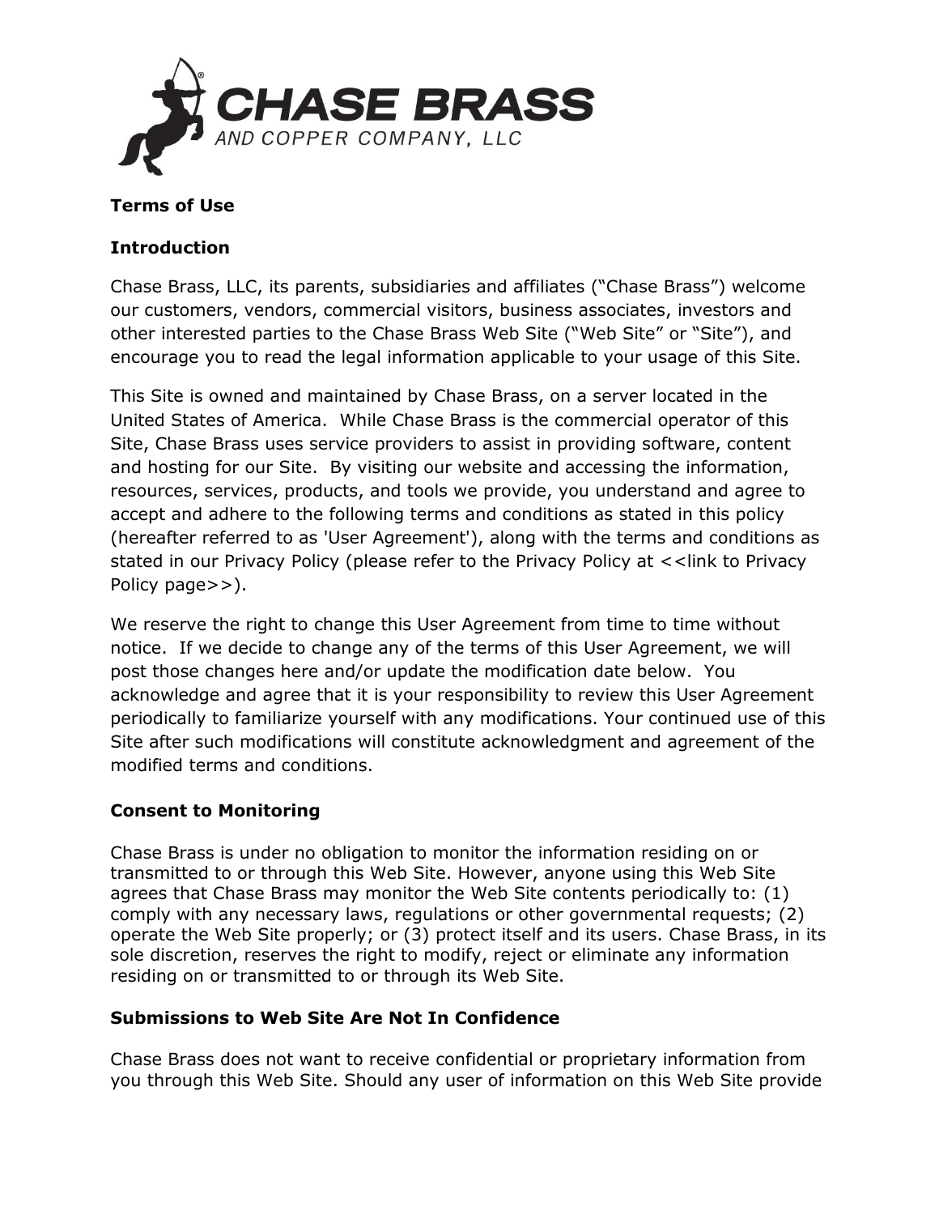**CHASE BRASS**
AND COPPER COMPANY, LLC

## Terms of Use

### Introduction

Chase Brass, LLC, its parents, subsidiaries and affiliates ("Chase Brass") welcome our customers, vendors, commercial visitors, business associates, investors and other interested parties to the Chase Brass Web Site ("Web Site" or "Site"), and encourage you to read the legal information applicable to your usage of this Site.

This Site is owned and maintained by Chase Brass, on a server located in the United States of America. While Chase Brass is the commercial operator of this Site, Chase Brass uses service providers to assist in providing software, content and hosting for our Site. By visiting our website and accessing the information, resources, services, products, and tools we provide, you understand and agree to accept and adhere to the following terms and conditions as stated in this policy (hereafter referred to as 'User Agreement'), along with the terms and conditions as stated in our Privacy Policy (please refer to the Privacy Policy at <<link to Privacy Policy page>>).

We reserve the right to change this User Agreement from time to time without notice. If we decide to change any of the terms of this User Agreement, we will post those changes here and/or update the modification date below. You acknowledge and agree that it is your responsibility to review this User Agreement periodically to familiarize yourself with any modifications. Your continued use of this Site after such modifications will constitute acknowledgment and agreement of the modified terms and conditions.

### Consent to Monitoring

Chase Brass is under no obligation to monitor the information residing on or transmitted to or through this Web Site. However, anyone using this Web Site agrees that Chase Brass may monitor the Web Site contents periodically to: (1) comply with any necessary laws, regulations or other governmental requests; (2) operate the Web Site properly; or (3) protect itself and its users. Chase Brass, in its sole discretion, reserves the right to modify, reject or eliminate any information residing on or transmitted to or through its Web Site.

### Submissions to Web Site Are Not In Confidence

Chase Brass does not want to receive confidential or proprietary information from you through this Web Site. Should any user of information on this Web Site provide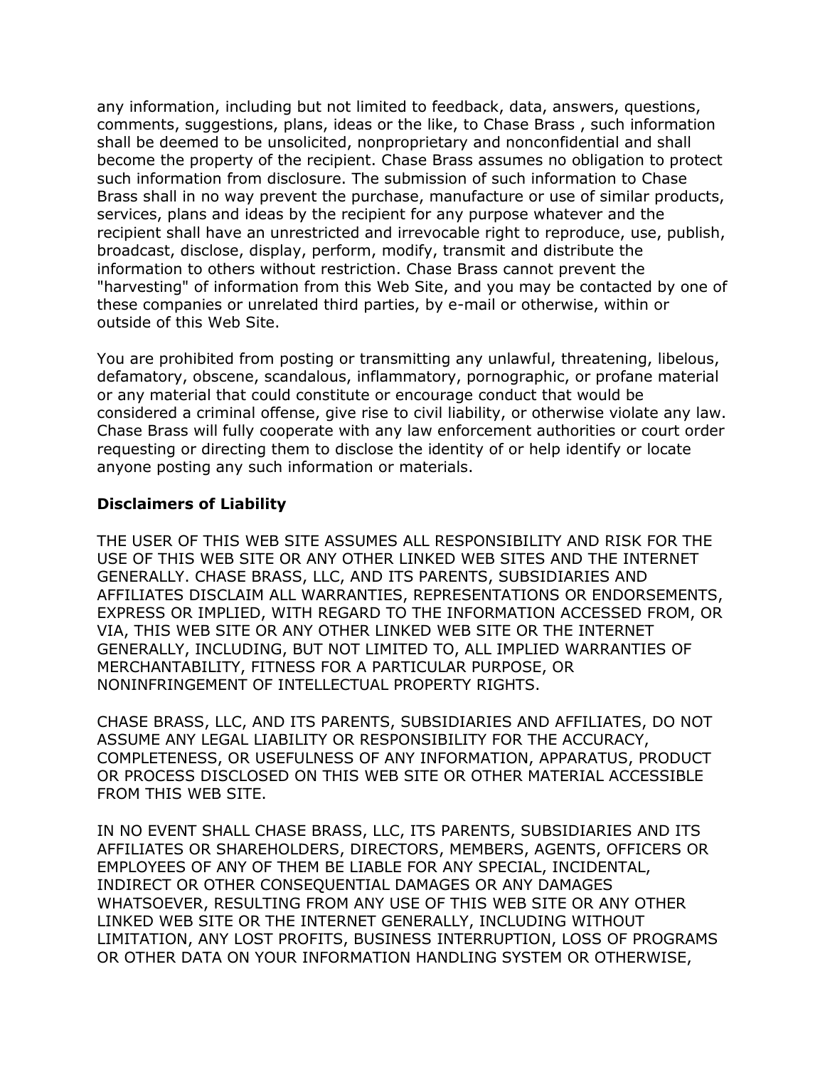any information, including but not limited to feedback, data, answers, questions, comments, suggestions, plans, ideas or the like, to Chase Brass , such information shall be deemed to be unsolicited, nonproprietary and nonconfidential and shall become the property of the recipient. Chase Brass assumes no obligation to protect such information from disclosure. The submission of such information to Chase Brass shall in no way prevent the purchase, manufacture or use of similar products, services, plans and ideas by the recipient for any purpose whatever and the recipient shall have an unrestricted and irrevocable right to reproduce, use, publish, broadcast, disclose, display, perform, modify, transmit and distribute the information to others without restriction. Chase Brass cannot prevent the "harvesting" of information from this Web Site, and you may be contacted by one of these companies or unrelated third parties, by e-mail or otherwise, within or outside of this Web Site.

You are prohibited from posting or transmitting any unlawful, threatening, libelous, defamatory, obscene, scandalous, inflammatory, pornographic, or profane material or any material that could constitute or encourage conduct that would be considered a criminal offense, give rise to civil liability, or otherwise violate any law. Chase Brass will fully cooperate with any law enforcement authorities or court order requesting or directing them to disclose the identity of or help identify or locate anyone posting any such information or materials.

**Disclaimers of Liability**

THE USER OF THIS WEB SITE ASSUMES ALL RESPONSIBILITY AND RISK FOR THE USE OF THIS WEB SITE OR ANY OTHER LINKED WEB SITES AND THE INTERNET GENERALLY. CHASE BRASS, LLC, AND ITS PARENTS, SUBSIDIARIES AND AFFILIATES DISCLAIM ALL WARRANTIES, REPRESENTATIONS OR ENDORSEMENTS, EXPRESS OR IMPLIED, WITH REGARD TO THE INFORMATION ACCESSED FROM, OR VIA, THIS WEB SITE OR ANY OTHER LINKED WEB SITE OR THE INTERNET GENERALLY, INCLUDING, BUT NOT LIMITED TO, ALL IMPLIED WARRANTIES OF MERCHANTABILITY, FITNESS FOR A PARTICULAR PURPOSE, OR NONINFRINGEMENT OF INTELLECTUAL PROPERTY RIGHTS.

CHASE BRASS, LLC, AND ITS PARENTS, SUBSIDIARIES AND AFFILIATES, DO NOT ASSUME ANY LEGAL LIABILITY OR RESPONSIBILITY FOR THE ACCURACY, COMPLETENESS, OR USEFULNESS OF ANY INFORMATION, APPARATUS, PRODUCT OR PROCESS DISCLOSED ON THIS WEB SITE OR OTHER MATERIAL ACCESSIBLE FROM THIS WEB SITE.

IN NO EVENT SHALL CHASE BRASS, LLC, ITS PARENTS, SUBSIDIARIES AND ITS AFFILIATES OR SHAREHOLDERS, DIRECTORS, MEMBERS, AGENTS, OFFICERS OR EMPLOYEES OF ANY OF THEM BE LIABLE FOR ANY SPECIAL, INCIDENTAL, INDIRECT OR OTHER CONSEQUENTIAL DAMAGES OR ANY DAMAGES WHATSOEVER, RESULTING FROM ANY USE OF THIS WEB SITE OR ANY OTHER LINKED WEB SITE OR THE INTERNET GENERALLY, INCLUDING WITHOUT LIMITATION, ANY LOST PROFITS, BUSINESS INTERRUPTION, LOSS OF PROGRAMS OR OTHER DATA ON YOUR INFORMATION HANDLING SYSTEM OR OTHERWISE,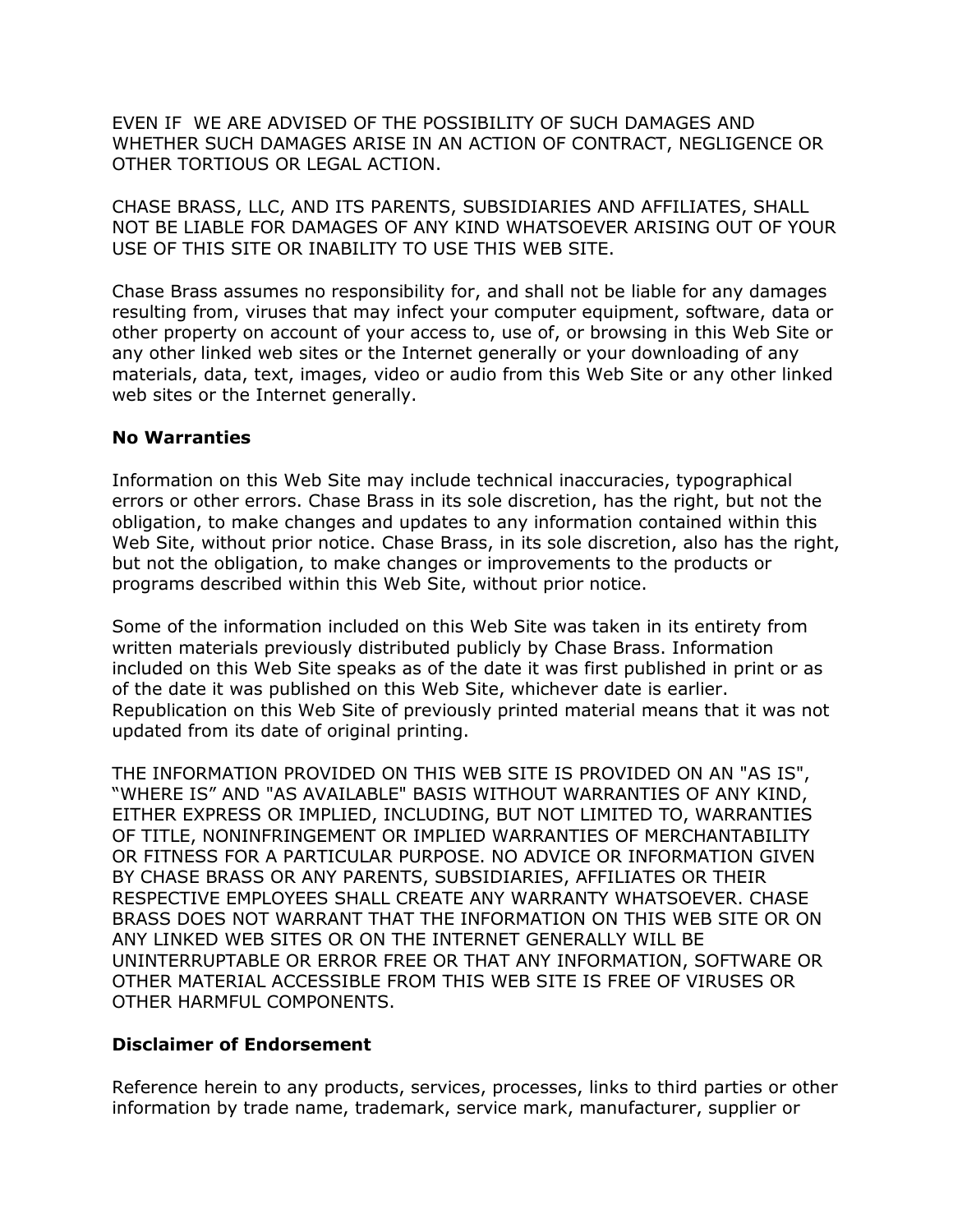EVEN IF WE ARE ADVISED OF THE POSSIBILITY OF SUCH DAMAGES AND WHETHER SUCH DAMAGES ARISE IN AN ACTION OF CONTRACT, NEGLIGENCE OR OTHER TORTIOUS OR LEGAL ACTION.

CHASE BRASS, LLC, AND ITS PARENTS, SUBSIDIARIES AND AFFILIATES, SHALL NOT BE LIABLE FOR DAMAGES OF ANY KIND WHATSOEVER ARISING OUT OF YOUR USE OF THIS SITE OR INABILITY TO USE THIS WEB SITE.

Chase Brass assumes no responsibility for, and shall not be liable for any damages resulting from, viruses that may infect your computer equipment, software, data or other property on account of your access to, use of, or browsing in this Web Site or any other linked web sites or the Internet generally or your downloading of any materials, data, text, images, video or audio from this Web Site or any other linked web sites or the Internet generally.

**No Warranties**

Information on this Web Site may include technical inaccuracies, typographical errors or other errors. Chase Brass in its sole discretion, has the right, but not the obligation, to make changes and updates to any information contained within this Web Site, without prior notice. Chase Brass, in its sole discretion, also has the right, but not the obligation, to make changes or improvements to the products or programs described within this Web Site, without prior notice.

Some of the information included on this Web Site was taken in its entirety from written materials previously distributed publicly by Chase Brass. Information included on this Web Site speaks as of the date it was first published in print or as of the date it was published on this Web Site, whichever date is earlier. Republication on this Web Site of previously printed material means that it was not updated from its date of original printing.

THE INFORMATION PROVIDED ON THIS WEB SITE IS PROVIDED ON AN "AS IS", “WHERE IS” AND "AS AVAILABLE" BASIS WITHOUT WARRANTIES OF ANY KIND, EITHER EXPRESS OR IMPLIED, INCLUDING, BUT NOT LIMITED TO, WARRANTIES OF TITLE, NONINFRINGEMENT OR IMPLIED WARRANTIES OF MERCHANTABILITY OR FITNESS FOR A PARTICULAR PURPOSE. NO ADVICE OR INFORMATION GIVEN BY CHASE BRASS OR ANY PARENTS, SUBSIDIARIES, AFFILIATES OR THEIR RESPECTIVE EMPLOYEES SHALL CREATE ANY WARRANTY WHATSOEVER. CHASE BRASS DOES NOT WARRANT THAT THE INFORMATION ON THIS WEB SITE OR ON ANY LINKED WEB SITES OR ON THE INTERNET GENERALLY WILL BE UNINTERRUPTABLE OR ERROR FREE OR THAT ANY INFORMATION, SOFTWARE OR OTHER MATERIAL ACCESSIBLE FROM THIS WEB SITE IS FREE OF VIRUSES OR OTHER HARMFUL COMPONENTS.

**Disclaimer of Endorsement**

Reference herein to any products, services, processes, links to third parties or other information by trade name, trademark, service mark, manufacturer, supplier or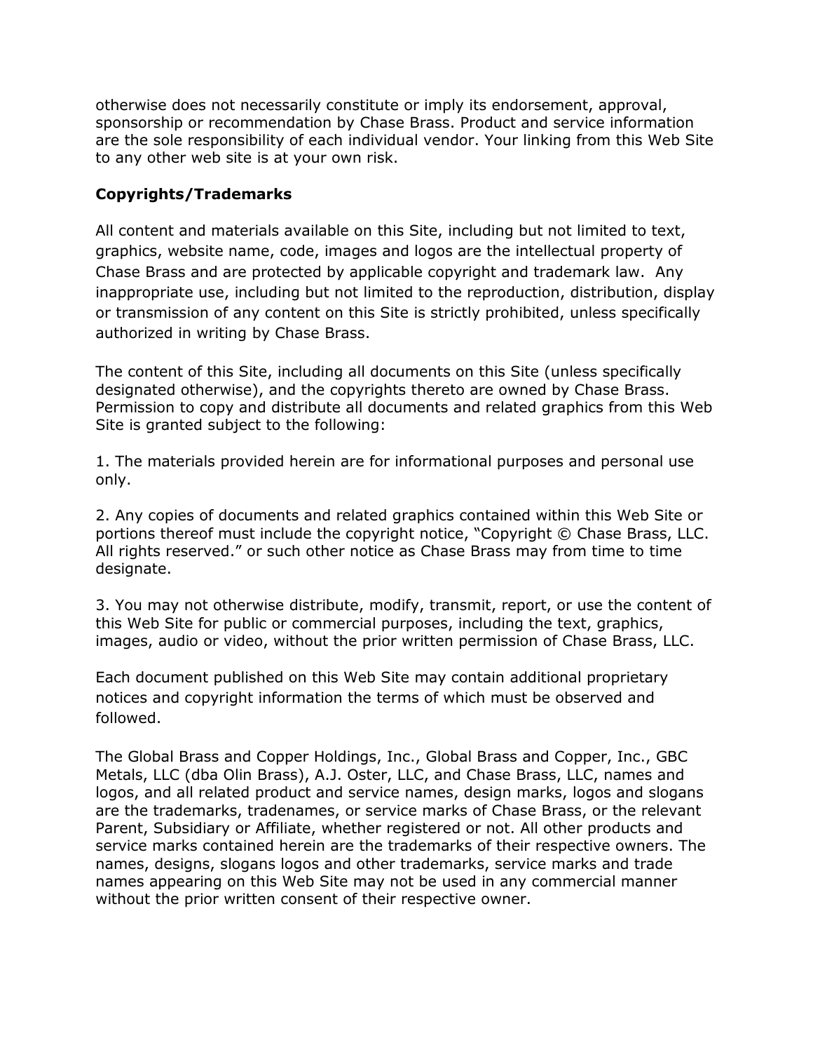otherwise does not necessarily constitute or imply its endorsement, approval, sponsorship or recommendation by Chase Brass. Product and service information are the sole responsibility of each individual vendor. Your linking from this Web Site to any other web site is at your own risk.

**Copyrights/Trademarks**

All content and materials available on this Site, including but not limited to text, graphics, website name, code, images and logos are the intellectual property of Chase Brass and are protected by applicable copyright and trademark law. Any inappropriate use, including but not limited to the reproduction, distribution, display or transmission of any content on this Site is strictly prohibited, unless specifically authorized in writing by Chase Brass.

The content of this Site, including all documents on this Site (unless specifically designated otherwise), and the copyrights thereto are owned by Chase Brass. Permission to copy and distribute all documents and related graphics from this Web Site is granted subject to the following:

1. The materials provided herein are for informational purposes and personal use only.

2. Any copies of documents and related graphics contained within this Web Site or portions thereof must include the copyright notice, "Copyright © Chase Brass, LLC. All rights reserved." or such other notice as Chase Brass may from time to time designate.

3. You may not otherwise distribute, modify, transmit, report, or use the content of this Web Site for public or commercial purposes, including the text, graphics, images, audio or video, without the prior written permission of Chase Brass, LLC.

Each document published on this Web Site may contain additional proprietary notices and copyright information the terms of which must be observed and followed.

The Global Brass and Copper Holdings, Inc., Global Brass and Copper, Inc., GBC Metals, LLC (dba Olin Brass), A.J. Oster, LLC, and Chase Brass, LLC, names and logos, and all related product and service names, design marks, logos and slogans are the trademarks, tradenames, or service marks of Chase Brass, or the relevant Parent, Subsidiary or Affiliate, whether registered or not. All other products and service marks contained herein are the trademarks of their respective owners. The names, designs, slogans logos and other trademarks, service marks and trade names appearing on this Web Site may not be used in any commercial manner without the prior written consent of their respective owner.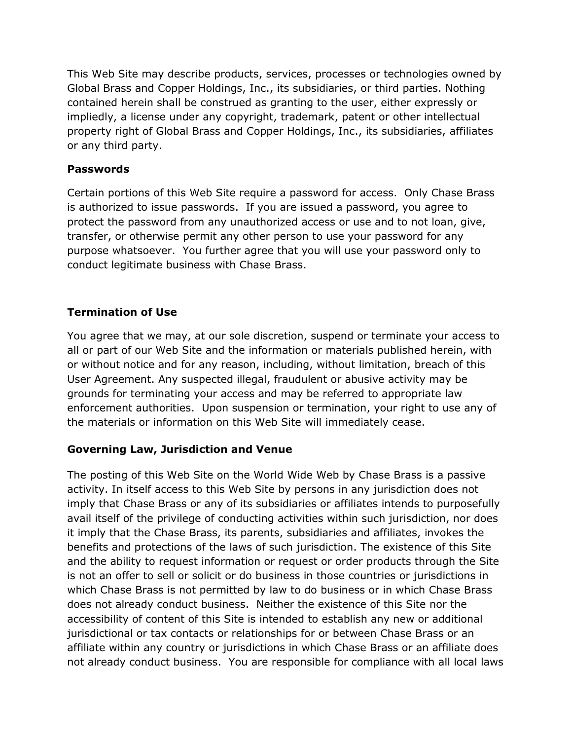This Web Site may describe products, services, processes or technologies owned by Global Brass and Copper Holdings, Inc., its subsidiaries, or third parties. Nothing contained herein shall be construed as granting to the user, either expressly or impliedly, a license under any copyright, trademark, patent or other intellectual property right of Global Brass and Copper Holdings, Inc., its subsidiaries, affiliates or any third party.

**Passwords**

Certain portions of this Web Site require a password for access. Only Chase Brass is authorized to issue passwords. If you are issued a password, you agree to protect the password from any unauthorized access or use and to not loan, give, transfer, or otherwise permit any other person to use your password for any purpose whatsoever. You further agree that you will use your password only to conduct legitimate business with Chase Brass.

**Termination of Use**

You agree that we may, at our sole discretion, suspend or terminate your access to all or part of our Web Site and the information or materials published herein, with or without notice and for any reason, including, without limitation, breach of this User Agreement. Any suspected illegal, fraudulent or abusive activity may be grounds for terminating your access and may be referred to appropriate law enforcement authorities. Upon suspension or termination, your right to use any of the materials or information on this Web Site will immediately cease.

**Governing Law, Jurisdiction and Venue**

The posting of this Web Site on the World Wide Web by Chase Brass is a passive activity. In itself access to this Web Site by persons in any jurisdiction does not imply that Chase Brass or any of its subsidiaries or affiliates intends to purposefully avail itself of the privilege of conducting activities within such jurisdiction, nor does it imply that the Chase Brass, its parents, subsidiaries and affiliates, invokes the benefits and protections of the laws of such jurisdiction. The existence of this Site and the ability to request information or request or order products through the Site is not an offer to sell or solicit or do business in those countries or jurisdictions in which Chase Brass is not permitted by law to do business or in which Chase Brass does not already conduct business. Neither the existence of this Site nor the accessibility of content of this Site is intended to establish any new or additional jurisdictional or tax contacts or relationships for or between Chase Brass or an affiliate within any country or jurisdictions in which Chase Brass or an affiliate does not already conduct business. You are responsible for compliance with all local laws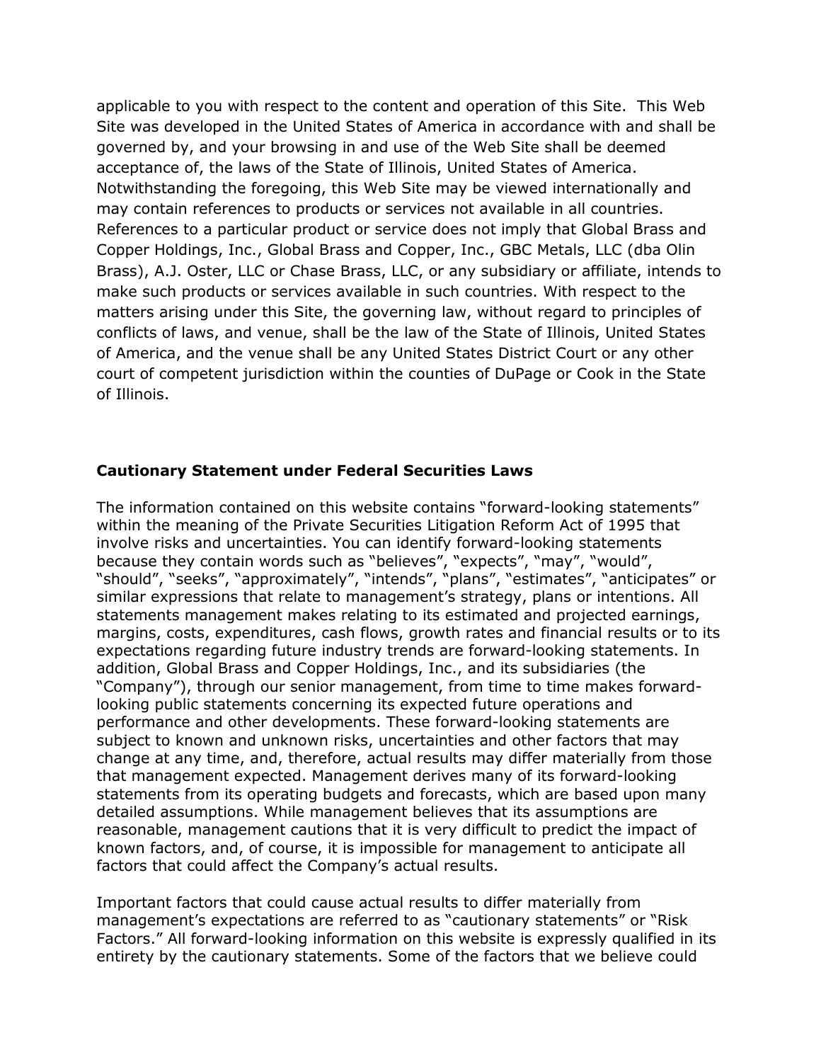applicable to you with respect to the content and operation of this Site. This Web Site was developed in the United States of America in accordance with and shall be governed by, and your browsing in and use of the Web Site shall be deemed acceptance of, the laws of the State of Illinois, United States of America. Notwithstanding the foregoing, this Web Site may be viewed internationally and may contain references to products or services not available in all countries. References to a particular product or service does not imply that Global Brass and Copper Holdings, Inc., Global Brass and Copper, Inc., GBC Metals, LLC (dba Olin Brass), A.J. Oster, LLC or Chase Brass, LLC, or any subsidiary or affiliate, intends to make such products or services available in such countries. With respect to the matters arising under this Site, the governing law, without regard to principles of conflicts of laws, and venue, shall be the law of the State of Illinois, United States of America, and the venue shall be any United States District Court or any other court of competent jurisdiction within the counties of DuPage or Cook in the State of Illinois.

**Cautionary Statement under Federal Securities Laws**

The information contained on this website contains "forward-looking statements" within the meaning of the Private Securities Litigation Reform Act of 1995 that involve risks and uncertainties. You can identify forward-looking statements because they contain words such as "believes", "expects", "may", "would", "should", "seeks", "approximately", "intends", "plans", "estimates", "anticipates" or similar expressions that relate to management's strategy, plans or intentions. All statements management makes relating to its estimated and projected earnings, margins, costs, expenditures, cash flows, growth rates and financial results or to its expectations regarding future industry trends are forward-looking statements. In addition, Global Brass and Copper Holdings, Inc., and its subsidiaries (the "Company"), through our senior management, from time to time makes forward-looking public statements concerning its expected future operations and performance and other developments. These forward-looking statements are subject to known and unknown risks, uncertainties and other factors that may change at any time, and, therefore, actual results may differ materially from those that management expected. Management derives many of its forward-looking statements from its operating budgets and forecasts, which are based upon many detailed assumptions. While management believes that its assumptions are reasonable, management cautions that it is very difficult to predict the impact of known factors, and, of course, it is impossible for management to anticipate all factors that could affect the Company's actual results.

Important factors that could cause actual results to differ materially from management's expectations are referred to as "cautionary statements" or "Risk Factors." All forward-looking information on this website is expressly qualified in its entirety by the cautionary statements. Some of the factors that we believe could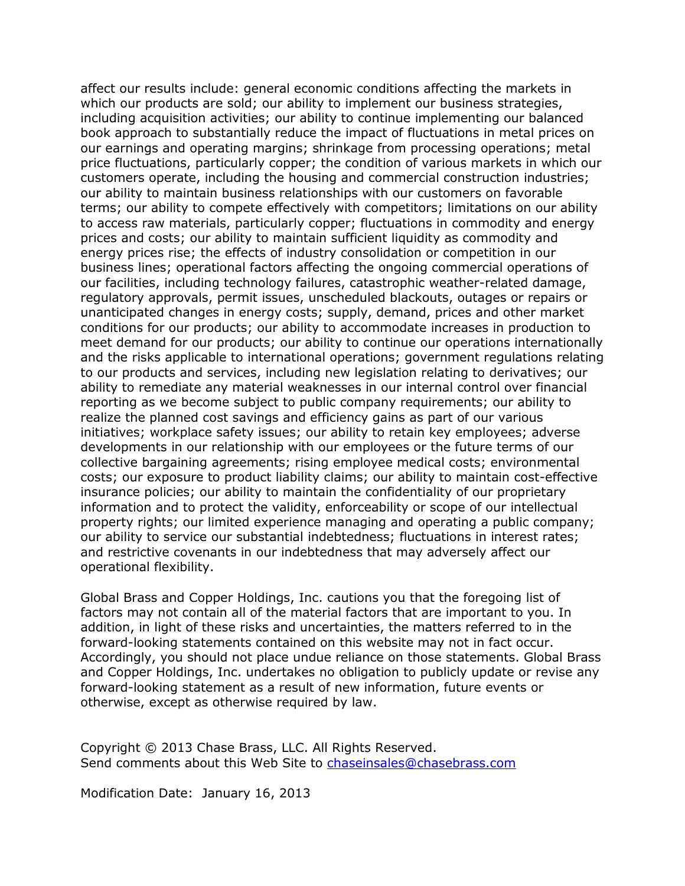affect our results include: general economic conditions affecting the markets in which our products are sold; our ability to implement our business strategies, including acquisition activities; our ability to continue implementing our balanced book approach to substantially reduce the impact of fluctuations in metal prices on our earnings and operating margins; shrinkage from processing operations; metal price fluctuations, particularly copper; the condition of various markets in which our customers operate, including the housing and commercial construction industries; our ability to maintain business relationships with our customers on favorable terms; our ability to compete effectively with competitors; limitations on our ability to access raw materials, particularly copper; fluctuations in commodity and energy prices and costs; our ability to maintain sufficient liquidity as commodity and energy prices rise; the effects of industry consolidation or competition in our business lines; operational factors affecting the ongoing commercial operations of our facilities, including technology failures, catastrophic weather-related damage, regulatory approvals, permit issues, unscheduled blackouts, outages or repairs or unanticipated changes in energy costs; supply, demand, prices and other market conditions for our products; our ability to accommodate increases in production to meet demand for our products; our ability to continue our operations internationally and the risks applicable to international operations; government regulations relating to our products and services, including new legislation relating to derivatives; our ability to remediate any material weaknesses in our internal control over financial reporting as we become subject to public company requirements; our ability to realize the planned cost savings and efficiency gains as part of our various initiatives; workplace safety issues; our ability to retain key employees; adverse developments in our relationship with our employees or the future terms of our collective bargaining agreements; rising employee medical costs; environmental costs; our exposure to product liability claims; our ability to maintain cost-effective insurance policies; our ability to maintain the confidentiality of our proprietary information and to protect the validity, enforceability or scope of our intellectual property rights; our limited experience managing and operating a public company; our ability to service our substantial indebtedness; fluctuations in interest rates; and restrictive covenants in our indebtedness that may adversely affect our operational flexibility.

Global Brass and Copper Holdings, Inc. cautions you that the foregoing list of factors may not contain all of the material factors that are important to you. In addition, in light of these risks and uncertainties, the matters referred to in the forward-looking statements contained on this website may not in fact occur. Accordingly, you should not place undue reliance on those statements. Global Brass and Copper Holdings, Inc. undertakes no obligation to publicly update or revise any forward-looking statement as a result of new information, future events or otherwise, except as otherwise required by law.

Copyright © 2013 Chase Brass, LLC. All Rights Reserved.
Send comments about this Web Site to chaseinsales@chasebrass.com

Modification Date: January 16, 2013